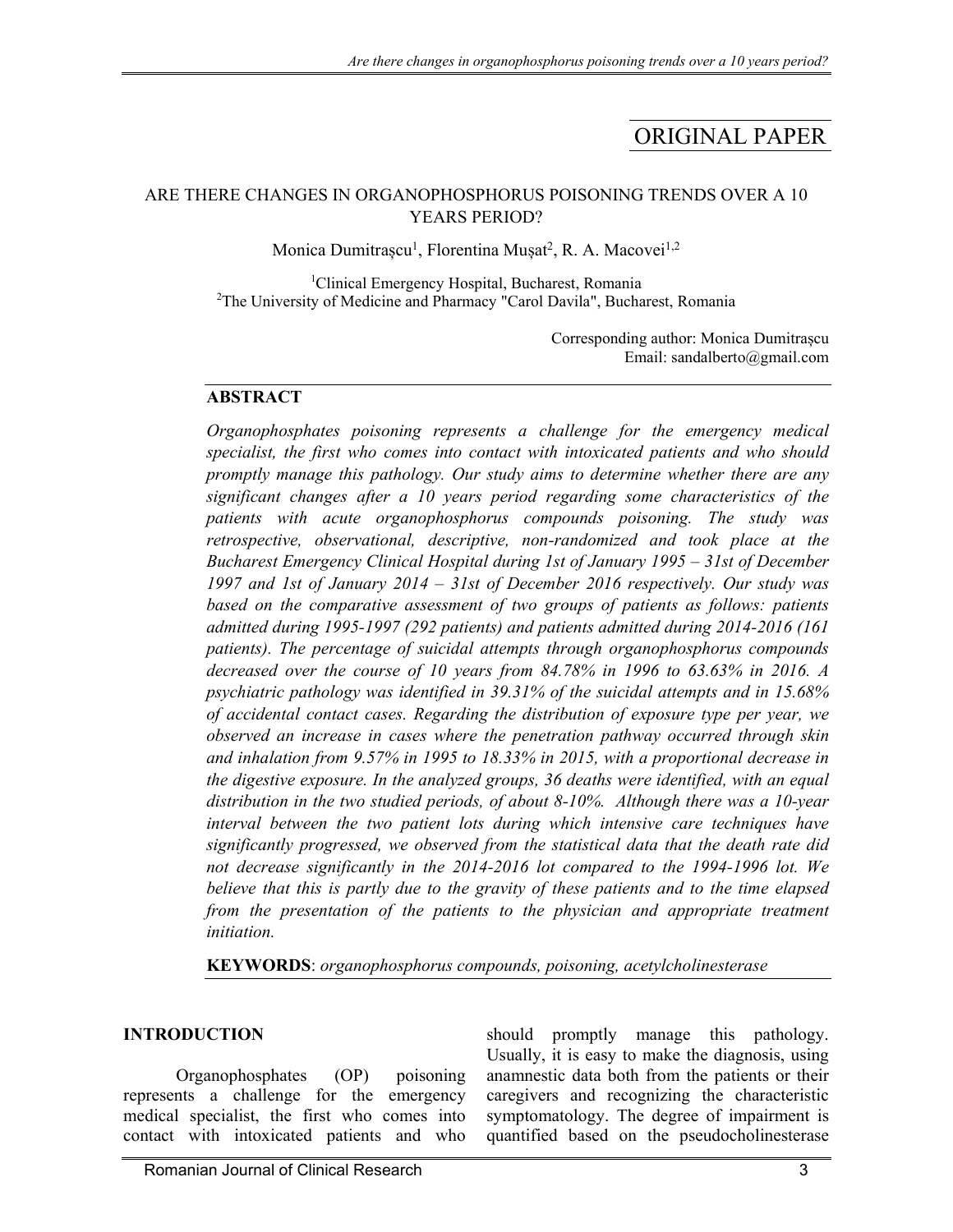ORIGINAL PAPER

# ARE THERE CHANGES IN ORGANOPHOSPHORUS POISONING TRENDS OVER A 10 YEARS PERIOD?

Monica Dumitrașcu[1], Florentina Mușat[2], R. A. Macovei[1,2]

[1]Clinical Emergency Hospital, Bucharest, Romania
[2]The University of Medicine and Pharmacy "Carol Davila", Bucharest, Romania

Corresponding author: Monica Dumitrașcu
Email: sandalberto@gmail.com

## ABSTRACT

*Organophosphates poisoning represents a challenge for the emergency medical specialist, the first who comes into contact with intoxicated patients and who should promptly manage this pathology. Our study aims to determine whether there are any significant changes after a 10 years period regarding some characteristics of the patients with acute organophosphorus compounds poisoning. The study was retrospective, observational, descriptive, non-randomized and took place at the Bucharest Emergency Clinical Hospital during 1st of January 1995 – 31st of December 1997 and 1st of January 2014 – 31st of December 2016 respectively. Our study was based on the comparative assessment of two groups of patients as follows: patients admitted during 1995-1997 (292 patients) and patients admitted during 2014-2016 (161 patients). The percentage of suicidal attempts through organophosphorus compounds decreased over the course of 10 years from 84.78% in 1996 to 63.63% in 2016. A psychiatric pathology was identified in 39.31% of the suicidal attempts and in 15.68% of accidental contact cases. Regarding the distribution of exposure type per year, we observed an increase in cases where the penetration pathway occurred through skin and inhalation from 9.57% in 1995 to 18.33% in 2015, with a proportional decrease in the digestive exposure. In the analyzed groups, 36 deaths were identified, with an equal distribution in the two studied periods, of about 8-10%. Although there was a 10-year interval between the two patient lots during which intensive care techniques have significantly progressed, we observed from the statistical data that the death rate did not decrease significantly in the 2014-2016 lot compared to the 1994-1996 lot. We believe that this is partly due to the gravity of these patients and to the time elapsed from the presentation of the patients to the physician and appropriate treatment initiation.*

**KEYWORDS**: *organophosphorus compounds, poisoning, acetylcholinesterase*

## INTRODUCTION

Organophosphates (OP) poisoning represents a challenge for the emergency medical specialist, the first who comes into contact with intoxicated patients and who should promptly manage this pathology. Usually, it is easy to make the diagnosis, using anamnestic data both from the patients or their caregivers and recognizing the characteristic symptomatology. The degree of impairment is quantified based on the pseudocholinesterase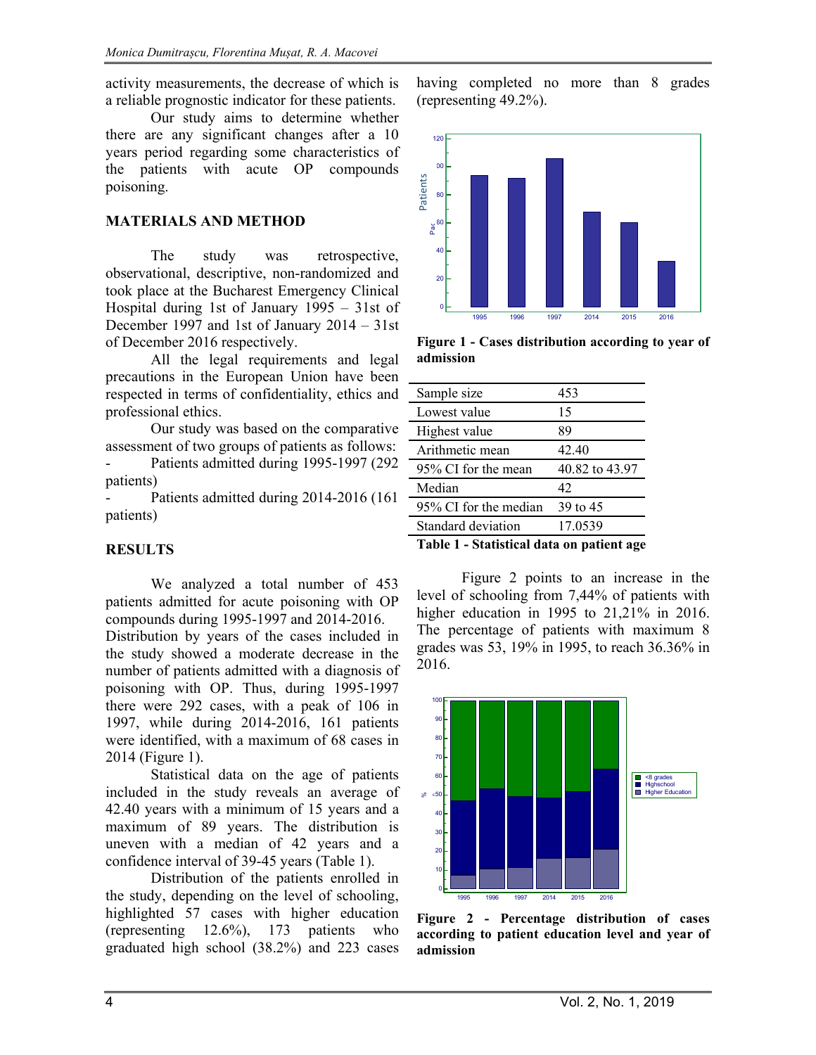activity measurements, the decrease of which is a reliable prognostic indicator for these patients.

Our study aims to determine whether there are any significant changes after a 10 years period regarding some characteristics of the patients with acute OP compounds poisoning.

## MATERIALS AND METHOD

The study was retrospective, observational, descriptive, non-randomized and took place at the Bucharest Emergency Clinical Hospital during 1st of January 1995 – 31st of December 1997 and 1st of January 2014 – 31st of December 2016 respectively.

All the legal requirements and legal precautions in the European Union have been respected in terms of confidentiality, ethics and professional ethics.

Our study was based on the comparative assessment of two groups of patients as follows:

- Patients admitted during 1995-1997 (292 patients)
- Patients admitted during 2014-2016 (161 patients)

## RESULTS

We analyzed a total number of 453 patients admitted for acute poisoning with OP compounds during 1995-1997 and 2014-2016.

Distribution by years of the cases included in the study showed a moderate decrease in the number of patients admitted with a diagnosis of poisoning with OP. Thus, during 1995-1997 there were 292 cases, with a peak of 106 in 1997, while during 2014-2016, 161 patients were identified, with a maximum of 68 cases in 2014 (Figure 1).

Statistical data on the age of patients included in the study reveals an average of 42.40 years with a minimum of 15 years and a maximum of 89 years. The distribution is uneven with a median of 42 years and a confidence interval of 39-45 years (Table 1).

Distribution of the patients enrolled in the study, depending on the level of schooling, highlighted 57 cases with higher education (representing 12.6%), 173 patients who graduated high school (38.2%) and 223 cases having completed no more than 8 grades (representing 49.2%).

**Figure 1 - Cases distribution according to year of admission**

| | |
|---|---|
| Sample size | 453 |
| Lowest value | 15 |
| Highest value | 89 |
| Arithmetic mean | 42.40 |
| 95% CI for the mean | 40.82 to 43.97 |
| Median | 42 |
| 95% CI for the median | 39 to 45 |
| Standard deviation | 17.0539 |

**Table 1 - Statistical data on patient age**

Figure 2 points to an increase in the level of schooling from 7,44% of patients with higher education in 1995 to 21,21% in 2016. The percentage of patients with maximum 8 grades was 53, 19% in 1995, to reach 36.36% in 2016.

**Figure 2 - Percentage distribution of cases according to patient education level and year of admission**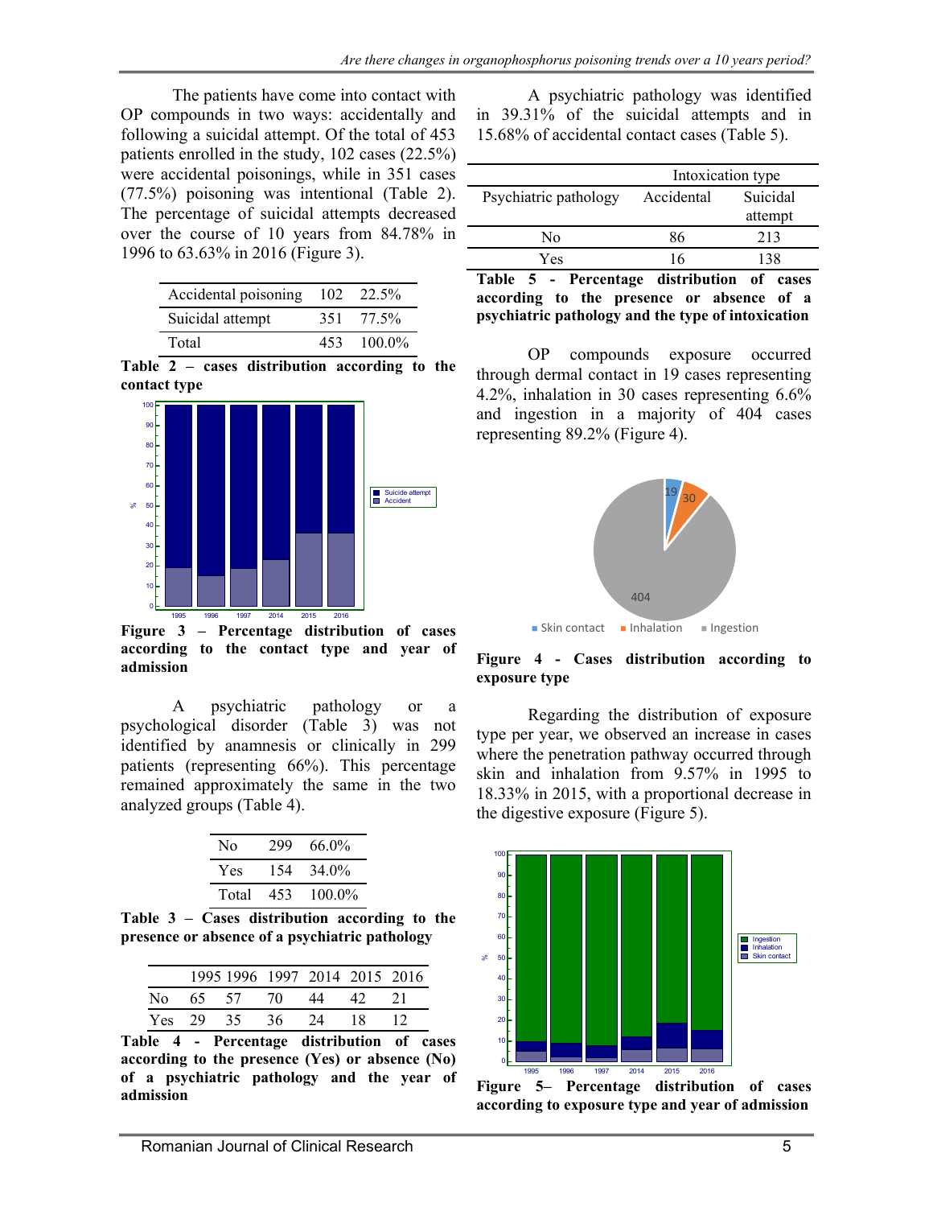The patients have come into contact with OP compounds in two ways: accidentally and following a suicidal attempt. Of the total of 453 patients enrolled in the study, 102 cases (22.5%) were accidental poisonings, while in 351 cases (77.5%) poisoning was intentional (Table 2). The percentage of suicidal attempts decreased over the course of 10 years from 84.78% in 1996 to 63.63% in 2016 (Figure 3).

| | | |
|---|---|---|
| Accidental poisoning | 102 | 22.5% |
| Suicidal attempt | 351 | 77.5% |
| Total | 453 | 100.0% |

**Table 2 – cases distribution according to the contact type**

**Figure 3 – Percentage distribution of cases according to the contact type and year of admission**

A psychiatric pathology or a psychological disorder (Table 3) was not identified by anamnesis or clinically in 299 patients (representing 66%). This percentage remained approximately the same in the two analyzed groups (Table 4).

| | | |
|---|---|---|
| No | 299 | 66.0% |
| Yes | 154 | 34.0% |
| Total | 453 | 100.0% |

**Table 3 – Cases distribution according to the presence or absence of a psychiatric pathology**

| | 1995 | 1996 | 1997 | 2014 | 2015 | 2016 |
|---|---|---|---|---|---|---|
| No | 65 | 57 | 70 | 44 | 42 | 21 |
| Yes | 29 | 35 | 36 | 24 | 18 | 12 |

**Table 4 - Percentage distribution of cases according to the presence (Yes) or absence (No) of a psychiatric pathology and the year of admission**

A psychiatric pathology was identified in 39.31% of the suicidal attempts and in 15.68% of accidental contact cases (Table 5).

| Psychiatric pathology | Intoxication type: Accidental | Intoxication type: Suicidal attempt |
|---|---|---|
| No | 86 | 213 |
| Yes | 16 | 138 |

**Table 5 - Percentage distribution of cases according to the presence or absence of a psychiatric pathology and the type of intoxication**

OP compounds exposure occurred through dermal contact in 19 cases representing 4.2%, inhalation in 30 cases representing 6.6% and ingestion in a majority of 404 cases representing 89.2% (Figure 4).

**Figure 4 - Cases distribution according to exposure type**

Regarding the distribution of exposure type per year, we observed an increase in cases where the penetration pathway occurred through skin and inhalation from 9.57% in 1995 to 18.33% in 2015, with a proportional decrease in the digestive exposure (Figure 5).

**Figure 5– Percentage distribution of cases according to exposure type and year of admission**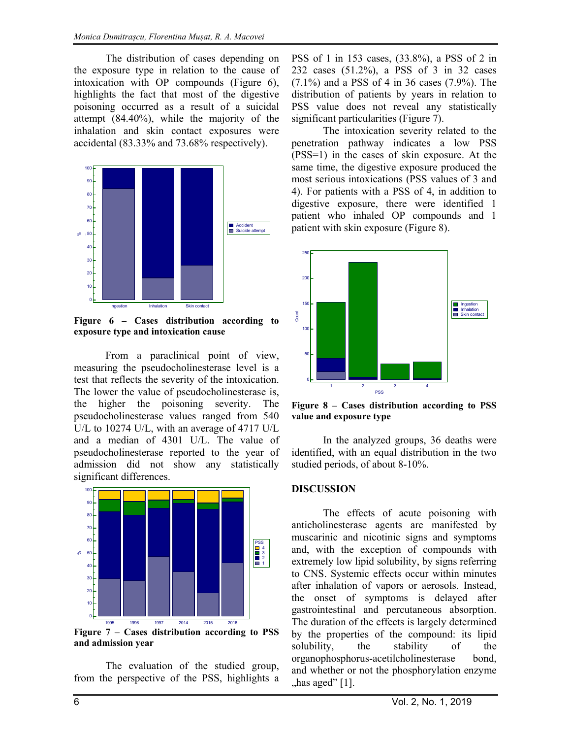The distribution of cases depending on the exposure type in relation to the cause of intoxication with OP compounds (Figure 6), highlights the fact that most of the digestive poisoning occurred as a result of a suicidal attempt (84.40%), while the majority of the inhalation and skin contact exposures were accidental (83.33% and 73.68% respectively).

**Figure 6 – Cases distribution according to exposure type and intoxication cause**

From a paraclinical point of view, measuring the pseudocholinesterase level is a test that reflects the severity of the intoxication. The lower the value of pseudocholinesterase is, the higher the poisoning severity. The pseudocholinesterase values ranged from 540 U/L to 10274 U/L, with an average of 4717 U/L and a median of 4301 U/L. The value of pseudocholinesterase reported to the year of admission did not show any statistically significant differences.

**Figure 7 – Cases distribution according to PSS and admission year**

The evaluation of the studied group, from the perspective of the PSS, highlights a PSS of 1 in 153 cases, (33.8%), a PSS of 2 in 232 cases (51.2%), a PSS of 3 in 32 cases (7.1%) and a PSS of 4 in 36 cases (7.9%). The distribution of patients by years in relation to PSS value does not reveal any statistically significant particularities (Figure 7).

The intoxication severity related to the penetration pathway indicates a low PSS (PSS=1) in the cases of skin exposure. At the same time, the digestive exposure produced the most serious intoxications (PSS values of 3 and 4). For patients with a PSS of 4, in addition to digestive exposure, there were identified 1 patient who inhaled OP compounds and 1 patient with skin exposure (Figure 8).

**Figure 8 – Cases distribution according to PSS value and exposure type**

In the analyzed groups, 36 deaths were identified, with an equal distribution in the two studied periods, of about 8-10%.

## DISCUSSION

The effects of acute poisoning with anticholinesterase agents are manifested by muscarinic and nicotinic signs and symptoms and, with the exception of compounds with extremely low lipid solubility, by signs referring to CNS. Systemic effects occur within minutes after inhalation of vapors or aerosols. Instead, the onset of symptoms is delayed after gastrointestinal and percutaneous absorption. The duration of the effects is largely determined by the properties of the compound: its lipid solubility, the stability of the organophosphorus-acetilcholinesterase bond, and whether or not the phosphorylation enzyme „has aged” [1].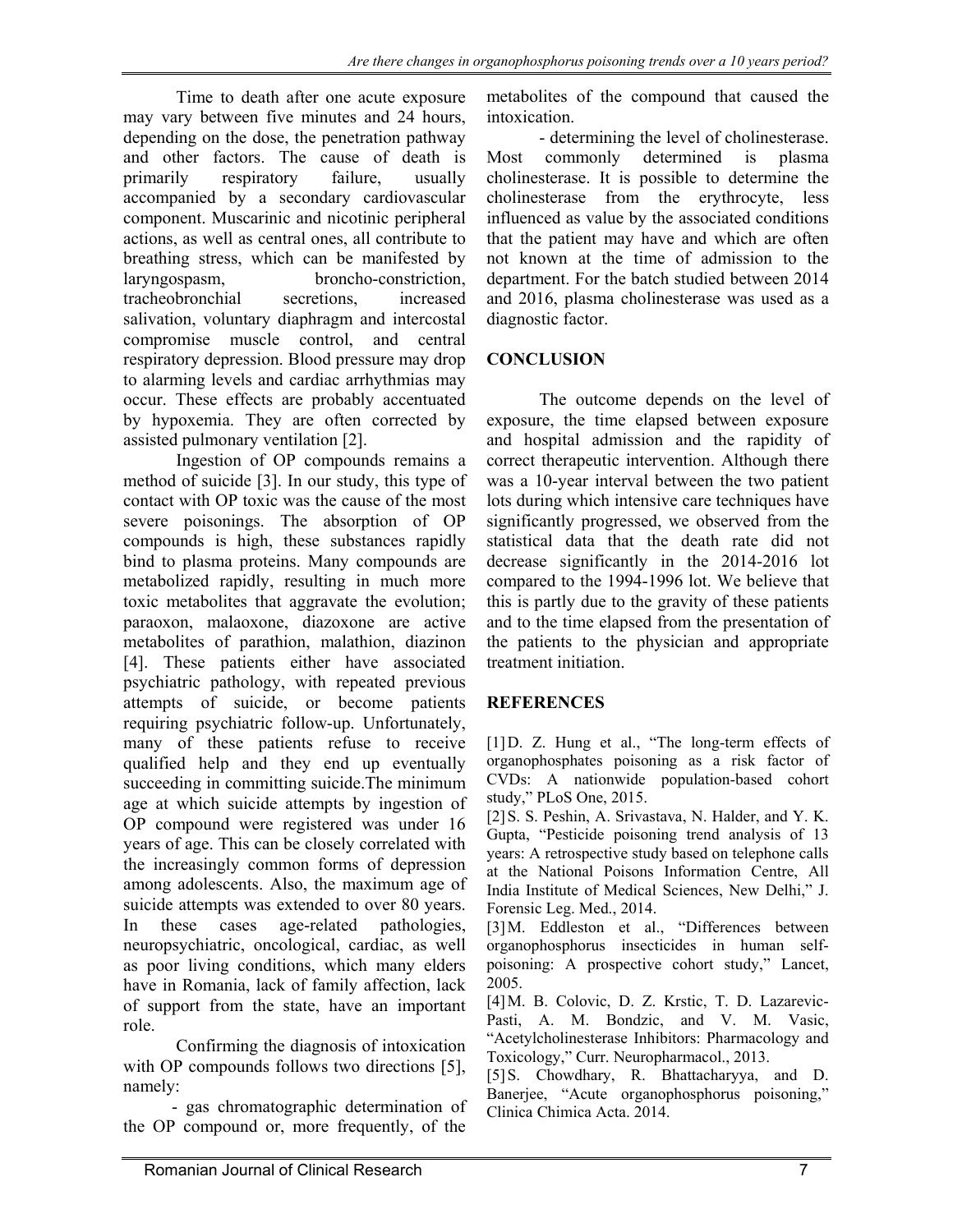Time to death after one acute exposure may vary between five minutes and 24 hours, depending on the dose, the penetration pathway and other factors. The cause of death is primarily respiratory failure, usually accompanied by a secondary cardiovascular component. Muscarinic and nicotinic peripheral actions, as well as central ones, all contribute to breathing stress, which can be manifested by laryngospasm, broncho-constriction, tracheobronchial secretions, increased salivation, voluntary diaphragm and intercostal compromise muscle control, and central respiratory depression. Blood pressure may drop to alarming levels and cardiac arrhythmias may occur. These effects are probably accentuated by hypoxemia. They are often corrected by assisted pulmonary ventilation [2].

Ingestion of OP compounds remains a method of suicide [3]. In our study, this type of contact with OP toxic was the cause of the most severe poisonings. The absorption of OP compounds is high, these substances rapidly bind to plasma proteins. Many compounds are metabolized rapidly, resulting in much more toxic metabolites that aggravate the evolution; paraoxon, malaoxone, diazoxone are active metabolites of parathion, malathion, diazinon [4]. These patients either have associated psychiatric pathology, with repeated previous attempts of suicide, or become patients requiring psychiatric follow-up. Unfortunately, many of these patients refuse to receive qualified help and they end up eventually succeeding in committing suicide.The minimum age at which suicide attempts by ingestion of OP compound were registered was under 16 years of age. This can be closely correlated with the increasingly common forms of depression among adolescents. Also, the maximum age of suicide attempts was extended to over 80 years. In these cases age-related pathologies, neuropsychiatric, oncological, cardiac, as well as poor living conditions, which many elders have in Romania, lack of family affection, lack of support from the state, have an important role.

Confirming the diagnosis of intoxication with OP compounds follows two directions [5], namely:

- gas chromatographic determination of the OP compound or, more frequently, of the metabolites of the compound that caused the intoxication.

- determining the level of cholinesterase. Most commonly determined is plasma cholinesterase. It is possible to determine the cholinesterase from the erythrocyte, less influenced as value by the associated conditions that the patient may have and which are often not known at the time of admission to the department. For the batch studied between 2014 and 2016, plasma cholinesterase was used as a diagnostic factor.

## CONCLUSION

The outcome depends on the level of exposure, the time elapsed between exposure and hospital admission and the rapidity of correct therapeutic intervention. Although there was a 10-year interval between the two patient lots during which intensive care techniques have significantly progressed, we observed from the statistical data that the death rate did not decrease significantly in the 2014-2016 lot compared to the 1994-1996 lot. We believe that this is partly due to the gravity of these patients and to the time elapsed from the presentation of the patients to the physician and appropriate treatment initiation.

## REFERENCES

[1] D. Z. Hung et al., "The long-term effects of organophosphates poisoning as a risk factor of CVDs: A nationwide population-based cohort study," PLoS One, 2015.

[2] S. S. Peshin, A. Srivastava, N. Halder, and Y. K. Gupta, "Pesticide poisoning trend analysis of 13 years: A retrospective study based on telephone calls at the National Poisons Information Centre, All India Institute of Medical Sciences, New Delhi," J. Forensic Leg. Med., 2014.

[3] M. Eddleston et al., "Differences between organophosphorus insecticides in human self-poisoning: A prospective cohort study," Lancet, 2005.

[4] M. B. Colovic, D. Z. Krstic, T. D. Lazarevic-Pasti, A. M. Bondzic, and V. M. Vasic, "Acetylcholinesterase Inhibitors: Pharmacology and Toxicology," Curr. Neuropharmacol., 2013.

[5] S. Chowdhary, R. Bhattacharyya, and D. Banerjee, "Acute organophosphorus poisoning," Clinica Chimica Acta. 2014.